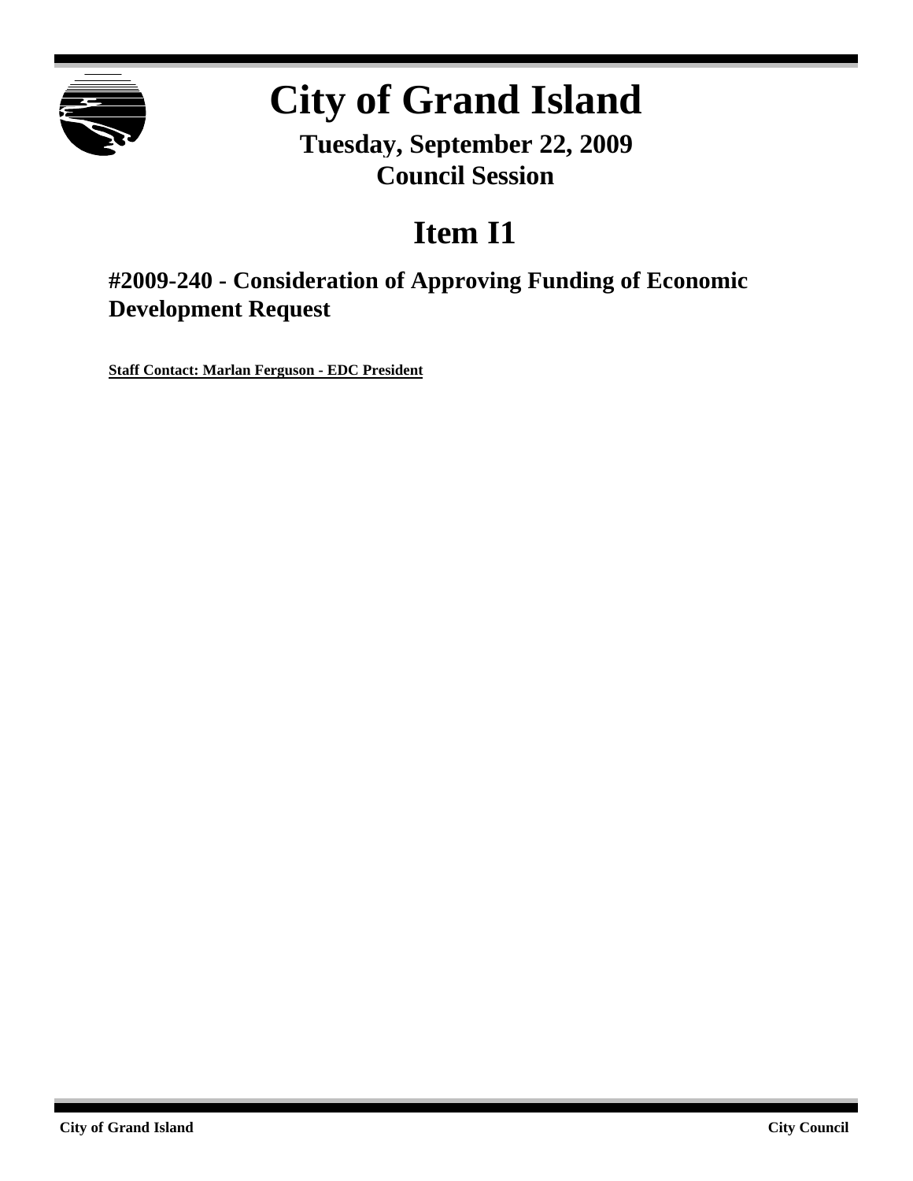# City of Grand Island

**Tuesday, September 22, 2009**
**Council Session**

## Item I1

### #2009-240 - Consideration of Approving Funding of Economic Development Request

**Staff Contact: Marlan Ferguson - EDC President**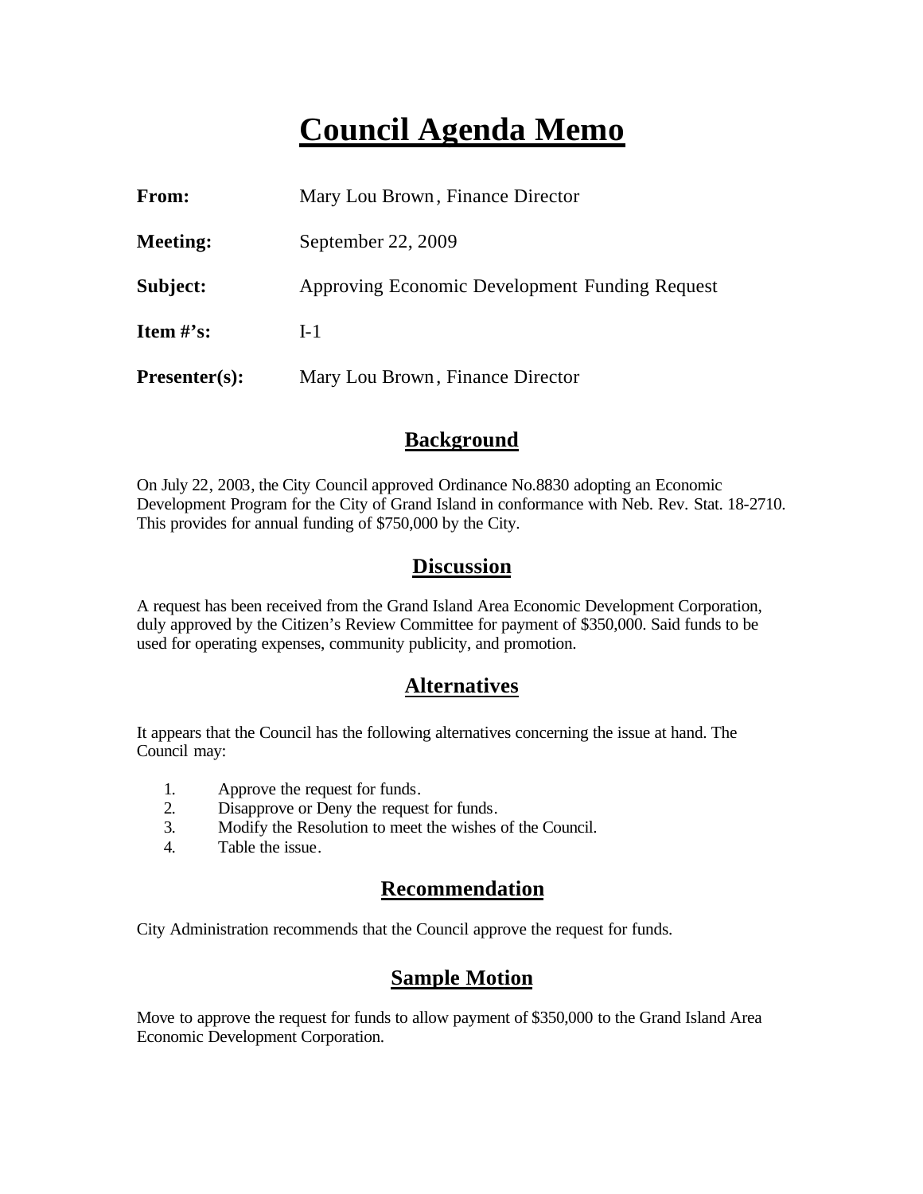# Council Agenda Memo

**From:** Mary Lou Brown, Finance Director

**Meeting:** September 22, 2009

**Subject:** Approving Economic Development Funding Request

**Item #'s:** I-1

**Presenter(s):** Mary Lou Brown, Finance Director

## Background

On July 22, 2003, the City Council approved Ordinance No.8830 adopting an Economic Development Program for the City of Grand Island in conformance with Neb. Rev. Stat. 18-2710. This provides for annual funding of $750,000 by the City.

## Discussion

A request has been received from the Grand Island Area Economic Development Corporation, duly approved by the Citizen's Review Committee for payment of $350,000. Said funds to be used for operating expenses, community publicity, and promotion.

## Alternatives

It appears that the Council has the following alternatives concerning the issue at hand. The Council may:

1. Approve the request for funds.
2. Disapprove or Deny the request for funds.
3. Modify the Resolution to meet the wishes of the Council.
4. Table the issue.

## Recommendation

City Administration recommends that the Council approve the request for funds.

## Sample Motion

Move to approve the request for funds to allow payment of $350,000 to the Grand Island Area Economic Development Corporation.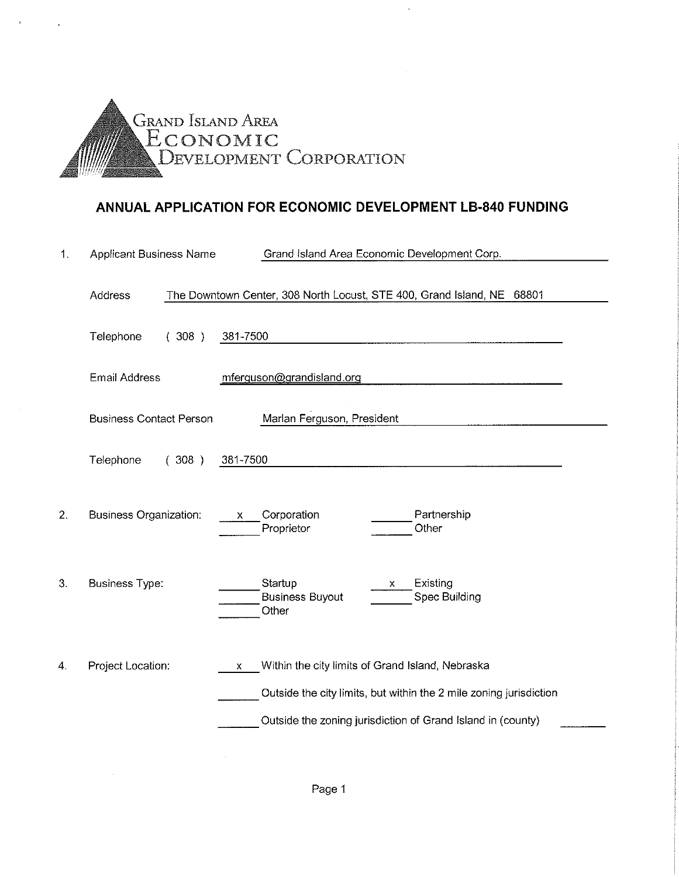Grand Island Area Economic Development Corporation

## ANNUAL APPLICATION FOR ECONOMIC DEVELOPMENT LB-840 FUNDING

1. Applicant Business Name: Grand Island Area Economic Development Corp.

   Address: The Downtown Center, 308 North Locust, STE 400, Grand Island, NE 68801

   Telephone ( 308 ) 381-7500

   Email Address: mferguson@grandisland.org

   Business Contact Person: Marlan Ferguson, President

   Telephone ( 308 ) 381-7500

2. Business Organization:
   - x Corporation
   - ___ Partnership
   - ___ Proprietor
   - ___ Other

3. Business Type:
   - ___ Startup
   - x Existing
   - ___ Business Buyout
   - ___ Spec Building
   - ___ Other

4. Project Location:
   - x Within the city limits of Grand Island, Nebraska
   - ___ Outside the city limits, but within the 2 mile zoning jurisdiction
   - ___ Outside the zoning jurisdiction of Grand Island in (county) ___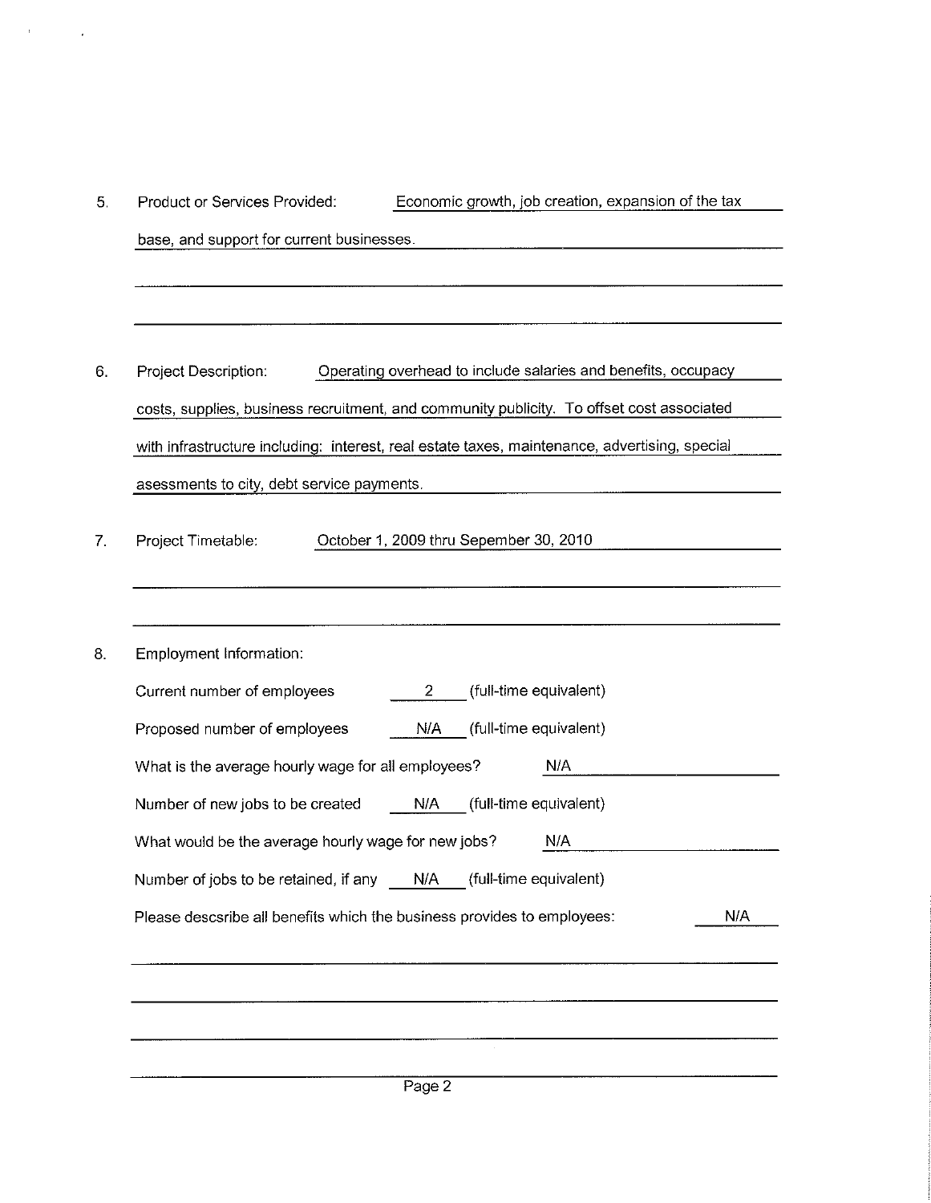5. Product or Services Provided: Economic growth, job creation, expansion of the tax base, and support for current businesses.

6. Project Description: Operating overhead to include salaries and benefits, occupacy costs, supplies, business recruitment, and community publicity. To offset cost associated with infrastructure including: interest, real estate taxes, maintenance, advertising, special asessments to city, debt service payments.

7. Project Timetable: October 1, 2009 thru Sepember 30, 2010

8. Employment Information:

   Current number of employees 2 (full-time equivalent)

   Proposed number of employees N/A (full-time equivalent)

   What is the average hourly wage for all employees? N/A

   Number of new jobs to be created N/A (full-time equivalent)

   What would be the average hourly wage for new jobs? N/A

   Number of jobs to be retained, if any N/A (full-time equivalent)

   Please descsribe all benefits which the business provides to employees: N/A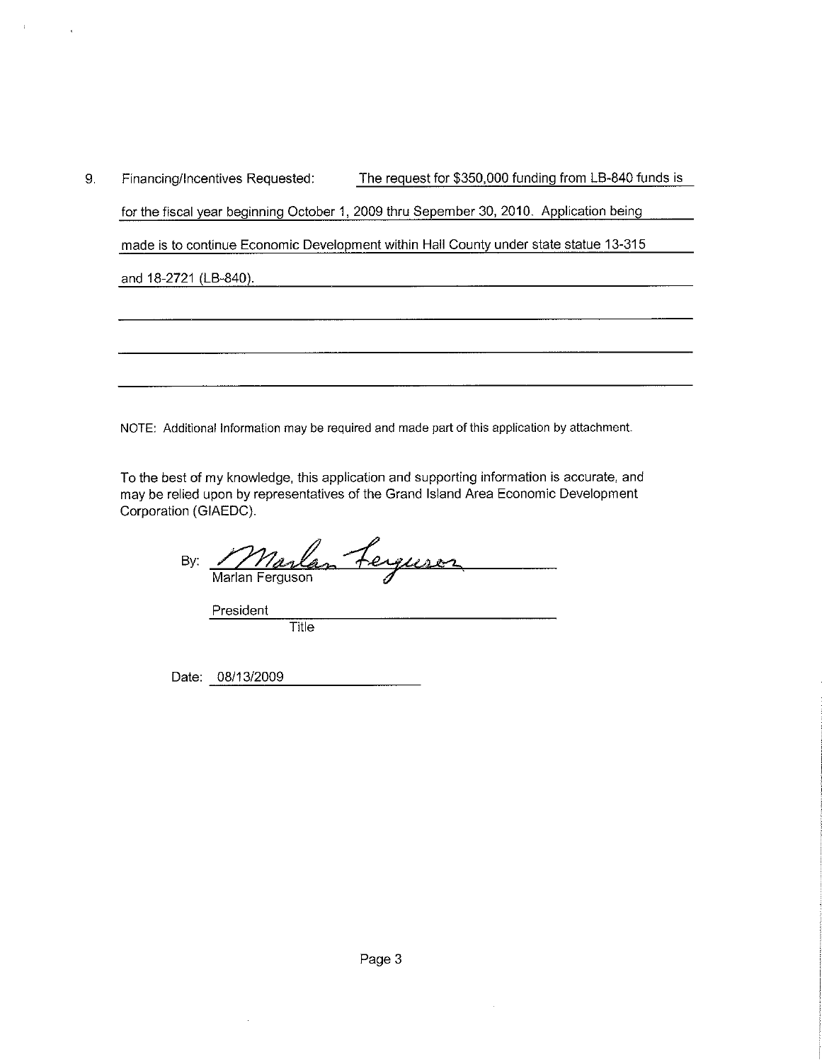9. Financing/Incentives Requested: The request for $350,000 funding from LB-840 funds is for the fiscal year beginning October 1, 2009 thru Sepember 30, 2010. Application being made is to continue Economic Development within Hall County under state statue 13-315 and 18-2721 (LB-840).

NOTE: Additional Information may be required and made part of this application by attachment.

To the best of my knowledge, this application and supporting information is accurate, and may be relied upon by representatives of the Grand Island Area Economic Development Corporation (GIAEDC).

By: Marlan Ferguson
Marlan Ferguson

President
Title

Date: 08/13/2009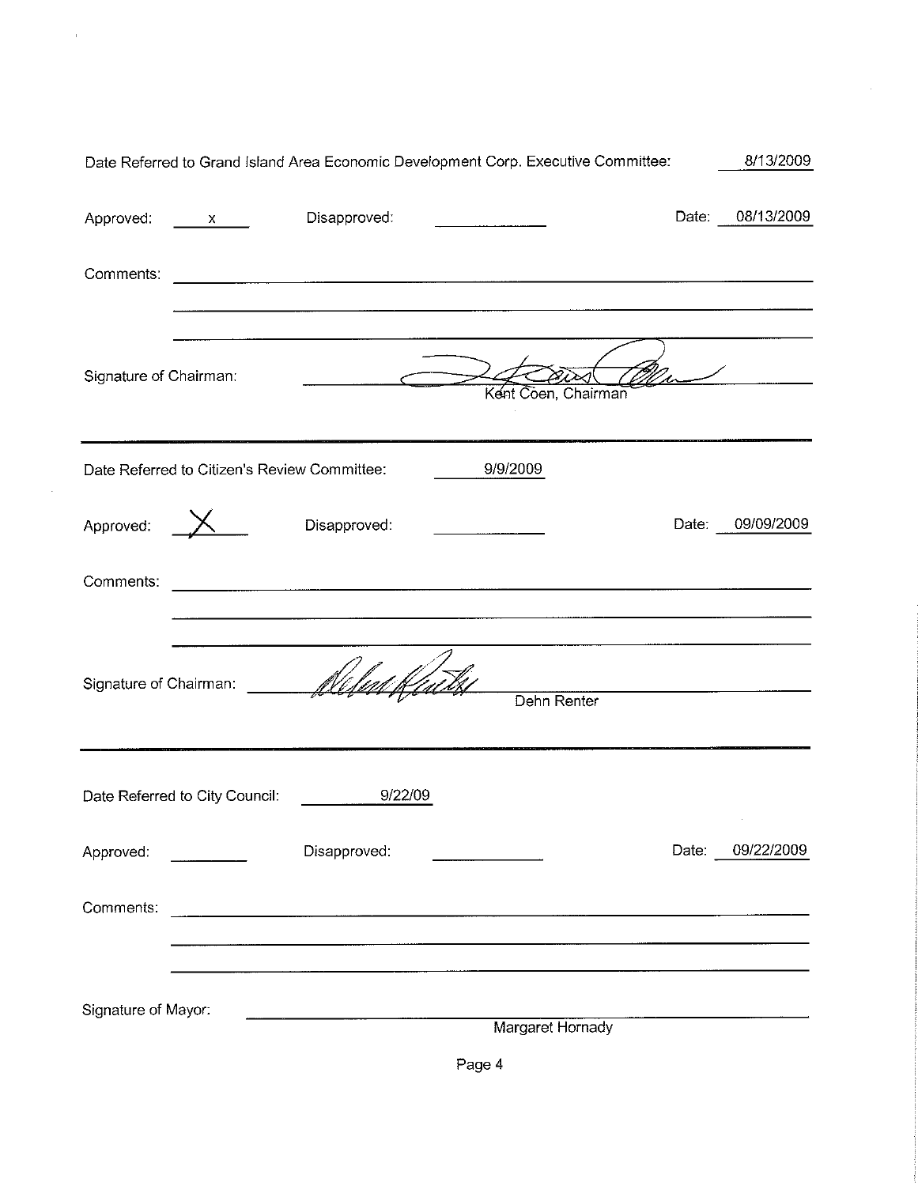Date Referred to Grand Island Area Economic Development Corp. Executive Committee: 8/13/2009

Approved: x  Disapproved: ______  Date: 08/13/2009

Comments: ______________________________

Signature of Chairman: [signature] Kent Coen, Chairman

---

Date Referred to Citizen's Review Committee: 9/9/2009

Approved: X  Disapproved: ______  Date: 09/09/2009

Comments: ______________________________

Signature of Chairman: [signature] Dehn Renter

---

Date Referred to City Council: 9/22/09

Approved: ______  Disapproved: ______  Date: 09/22/2009

Comments: ______________________________

Signature of Mayor: ______________________________
Margaret Hornady

Page 4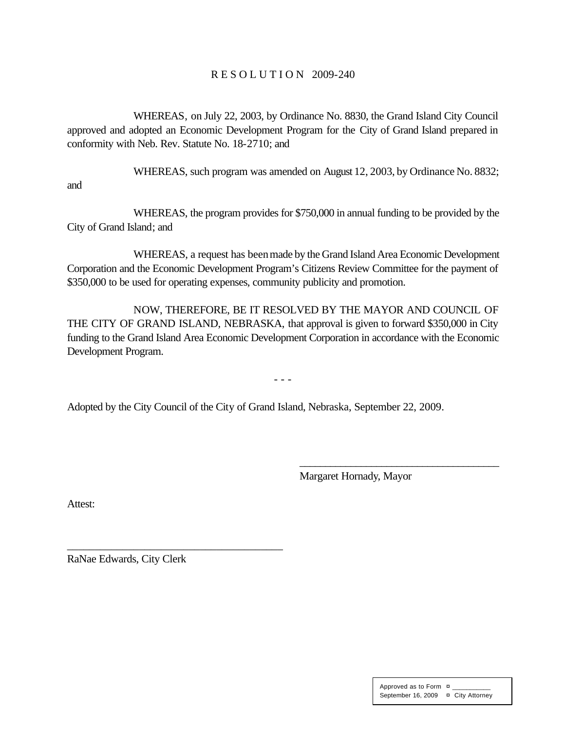# R E S O L U T I O N 2009-240

WHEREAS, on July 22, 2003, by Ordinance No. 8830, the Grand Island City Council approved and adopted an Economic Development Program for the City of Grand Island prepared in conformity with Neb. Rev. Statute No. 18-2710; and

WHEREAS, such program was amended on August 12, 2003, by Ordinance No. 8832; and

WHEREAS, the program provides for $750,000 in annual funding to be provided by the City of Grand Island; and

WHEREAS, a request has been made by the Grand Island Area Economic Development Corporation and the Economic Development Program's Citizens Review Committee for the payment of $350,000 to be used for operating expenses, community publicity and promotion.

NOW, THEREFORE, BE IT RESOLVED BY THE MAYOR AND COUNCIL OF THE CITY OF GRAND ISLAND, NEBRASKA, that approval is given to forward $350,000 in City funding to the Grand Island Area Economic Development Corporation in accordance with the Economic Development Program.

- - -

Adopted by the City Council of the City of Grand Island, Nebraska, September 22, 2009.

_____________________________________
Margaret Hornady, Mayor

Attest:

_____________________________________
RaNae Edwards, City Clerk

Approved as to Form ¤ __________
September 16, 2009 ¤ City Attorney